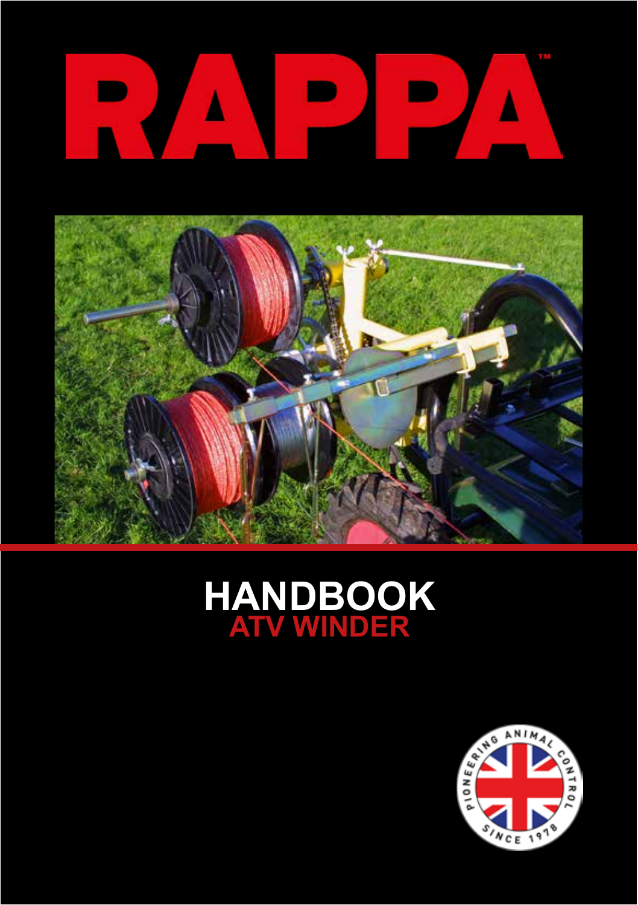# RAPPA™

# HANDBOOK
## ATV WINDER

PIONEERING ANIMAL CONTROL SINCE 1978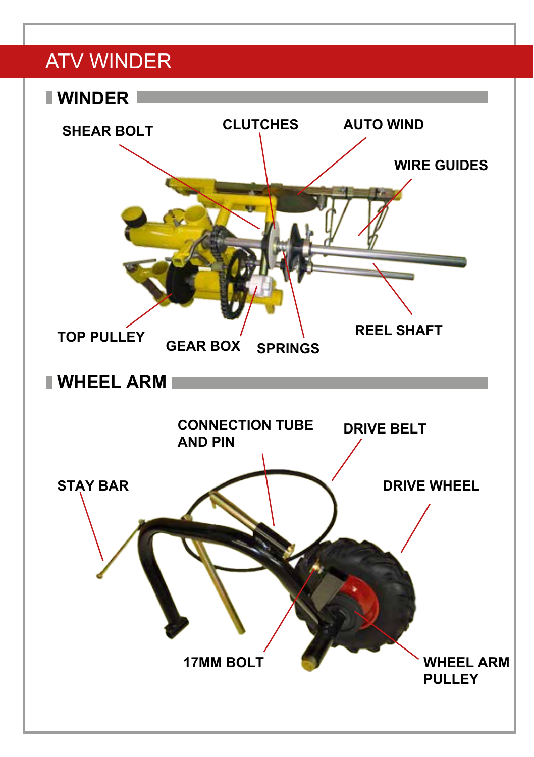# ATV WINDER

## WINDER

SHEAR BOLT

CLUTCHES

AUTO WIND

WIRE GUIDES

TOP PULLEY

GEAR BOX

SPRINGS

REEL SHAFT

## WHEEL ARM

CONNECTION TUBE AND PIN

DRIVE BELT

STAY BAR

DRIVE WHEEL

17MM BOLT

WHEEL ARM PULLEY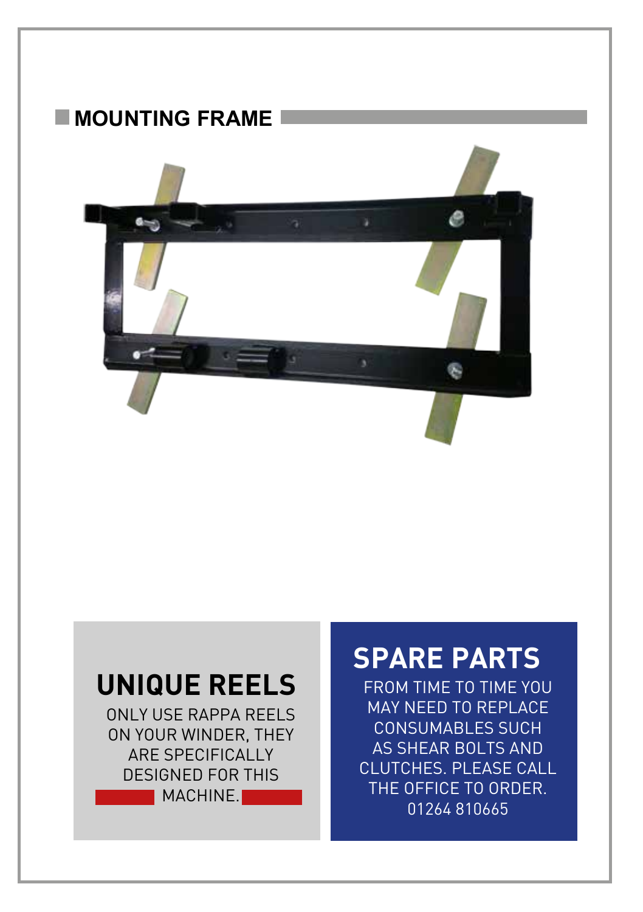## MOUNTING FRAME

## UNIQUE REELS

ONLY USE RAPPA REELS ON YOUR WINDER, THEY ARE SPECIFICALLY DESIGNED FOR THIS MACHINE.

## SPARE PARTS

FROM TIME TO TIME YOU MAY NEED TO REPLACE CONSUMABLES SUCH AS SHEAR BOLTS AND CLUTCHES. PLEASE CALL THE OFFICE TO ORDER. 01264 810665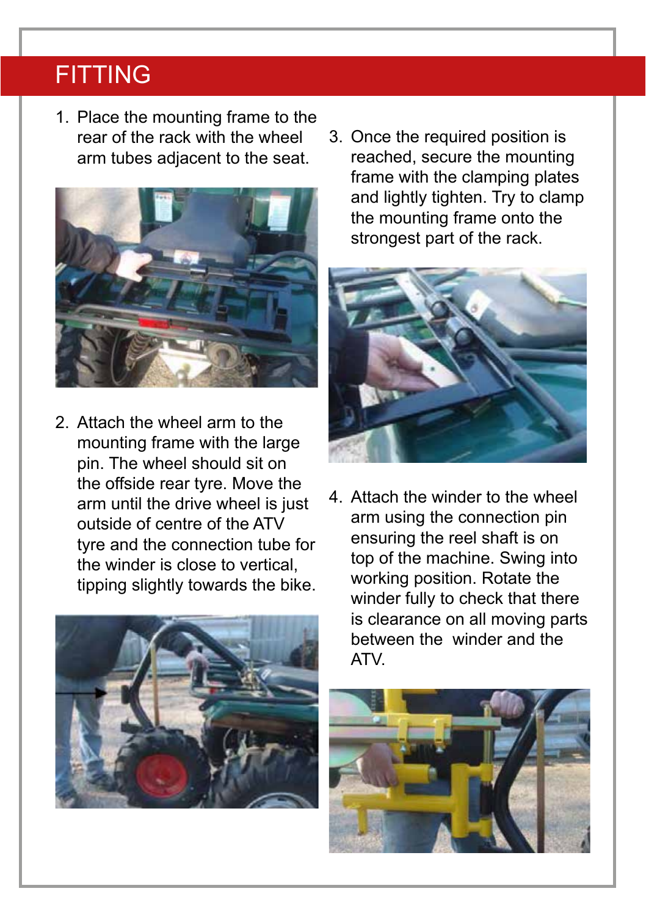# FITTING

1. Place the mounting frame to the rear of the rack with the wheel arm tubes adjacent to the seat.

2. Attach the wheel arm to the mounting frame with the large pin. The wheel should sit on the offside rear tyre. Move the arm until the drive wheel is just outside of centre of the ATV tyre and the connection tube for the winder is close to vertical, tipping slightly towards the bike.

3. Once the required position is reached, secure the mounting frame with the clamping plates and lightly tighten. Try to clamp the mounting frame onto the strongest part of the rack.

4. Attach the winder to the wheel arm using the connection pin ensuring the reel shaft is on top of the machine. Swing into working position. Rotate the winder fully to check that there is clearance on all moving parts between the winder and the ATV.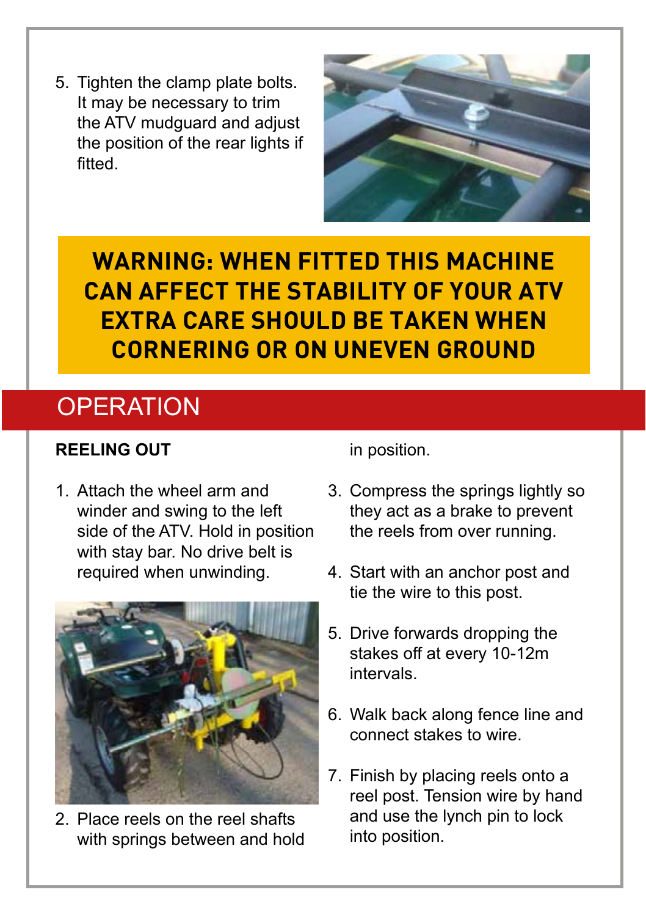5. Tighten the clamp plate bolts. It may be necessary to trim the ATV mudguard and adjust the position of the rear lights if fitted.

**WARNING: WHEN FITTED THIS MACHINE CAN AFFECT THE STABILITY OF YOUR ATV EXTRA CARE SHOULD BE TAKEN WHEN CORNERING OR ON UNEVEN GROUND**

## OPERATION

**REELING OUT**

1. Attach the wheel arm and winder and swing to the left side of the ATV. Hold in position with stay bar. No drive belt is required when unwinding.

2. Place reels on the reel shafts with springs between and hold in position.

3. Compress the springs lightly so they act as a brake to prevent the reels from over running.

4. Start with an anchor post and tie the wire to this post.

5. Drive forwards dropping the stakes off at every 10-12m intervals.

6. Walk back along fence line and connect stakes to wire.

7. Finish by placing reels onto a reel post. Tension wire by hand and use the lynch pin to lock into position.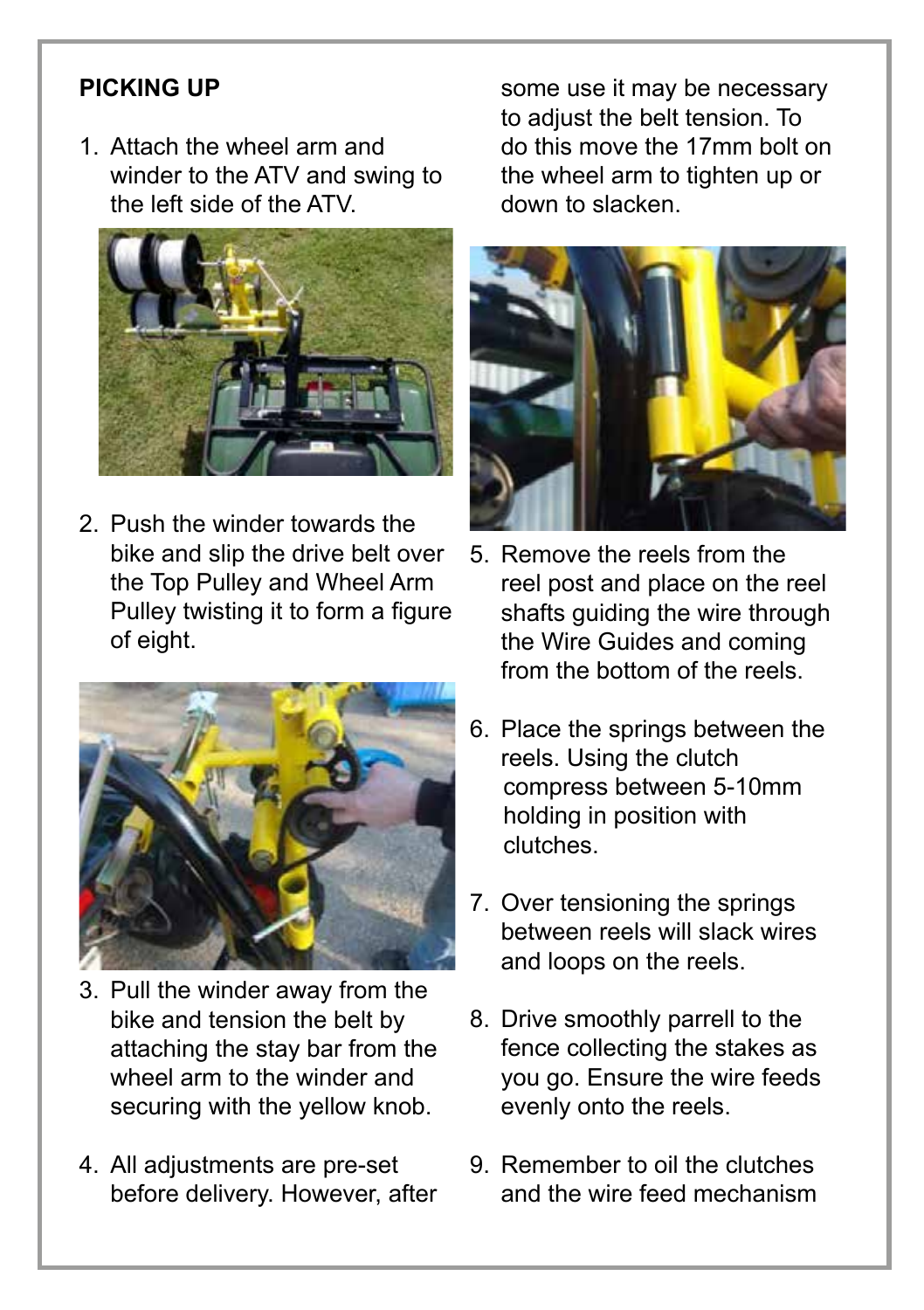**PICKING UP**

1. Attach the wheel arm and winder to the ATV and swing to the left side of the ATV.

2. Push the winder towards the bike and slip the drive belt over the Top Pulley and Wheel Arm Pulley twisting it to form a figure of eight.

3. Pull the winder away from the bike and tension the belt by attaching the stay bar from the wheel arm to the winder and securing with the yellow knob.

4. All adjustments are pre-set before delivery. However, after some use it may be necessary to adjust the belt tension. To do this move the 17mm bolt on the wheel arm to tighten up or down to slacken.

5. Remove the reels from the reel post and place on the reel shafts guiding the wire through the Wire Guides and coming from the bottom of the reels.

6. Place the springs between the reels. Using the clutch compress between 5-10mm holding in position with clutches.

7. Over tensioning the springs between reels will slack wires and loops on the reels.

8. Drive smoothly parrell to the fence collecting the stakes as you go. Ensure the wire feeds evenly onto the reels.

9. Remember to oil the clutches and the wire feed mechanism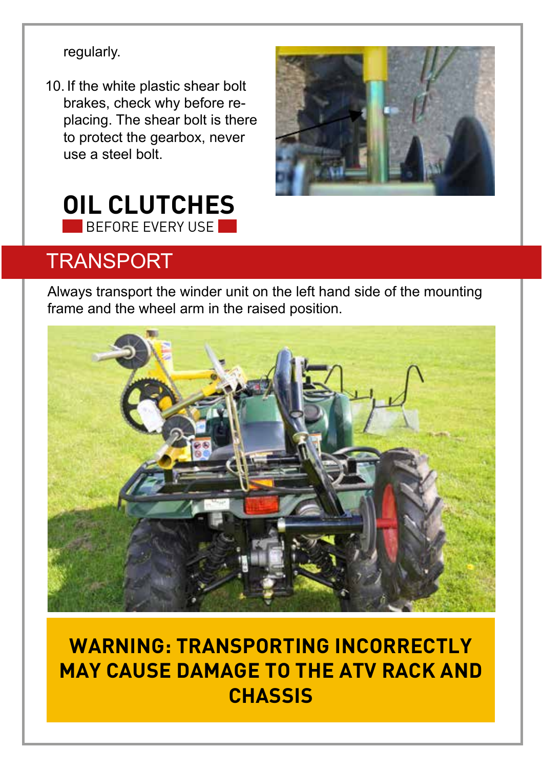regularly.

10. If the white plastic shear bolt brakes, check why before re-placing. The shear bolt is there to protect the gearbox, never use a steel bolt.

## OIL CLUTCHES

BEFORE EVERY USE

## TRANSPORT

Always transport the winder unit on the left hand side of the mounting frame and the wheel arm in the raised position.

**WARNING: TRANSPORTING INCORRECTLY MAY CAUSE DAMAGE TO THE ATV RACK AND CHASSIS**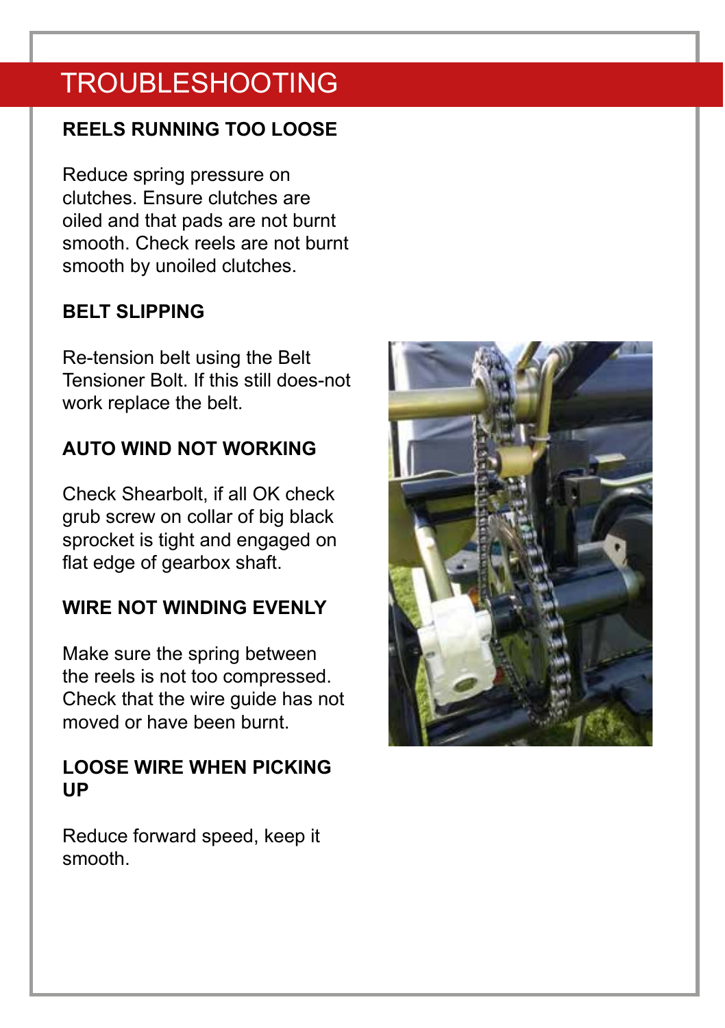# TROUBLESHOOTING

## REELS RUNNING TOO LOOSE

Reduce spring pressure on clutches. Ensure clutches are oiled and that pads are not burnt smooth. Check reels are not burnt smooth by unoiled clutches.

## BELT SLIPPING

Re-tension belt using the Belt Tensioner Bolt. If this still does-not work replace the belt.

## AUTO WIND NOT WORKING

Check Shearbolt, if all OK check grub screw on collar of big black sprocket is tight and engaged on flat edge of gearbox shaft.

## WIRE NOT WINDING EVENLY

Make sure the spring between the reels is not too compressed. Check that the wire guide has not moved or have been burnt.

## LOOSE WIRE WHEN PICKING UP

Reduce forward speed, keep it smooth.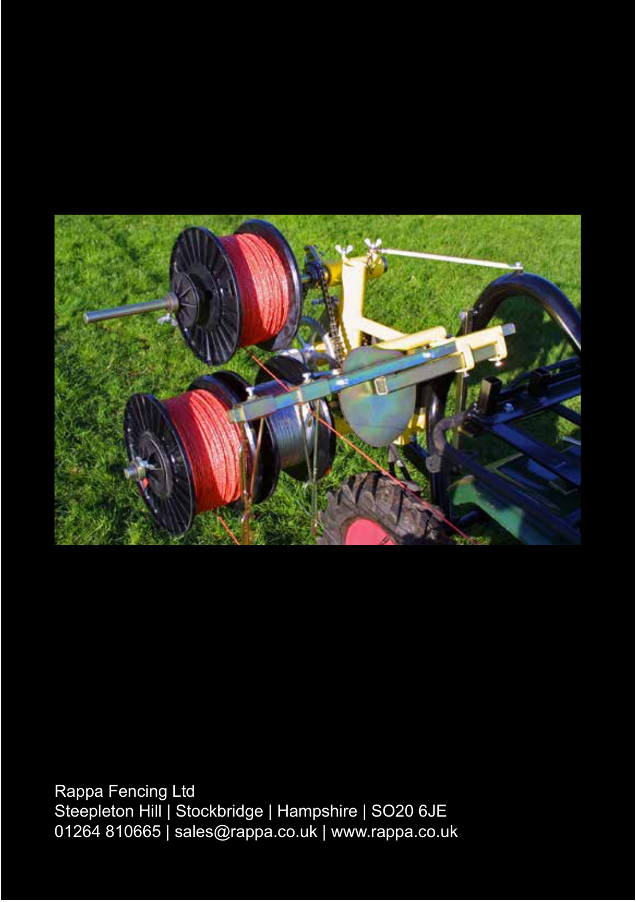Rappa Fencing Ltd
Steepleton Hill | Stockbridge | Hampshire | SO20 6JE
01264 810665 | sales@rappa.co.uk | www.rappa.co.uk